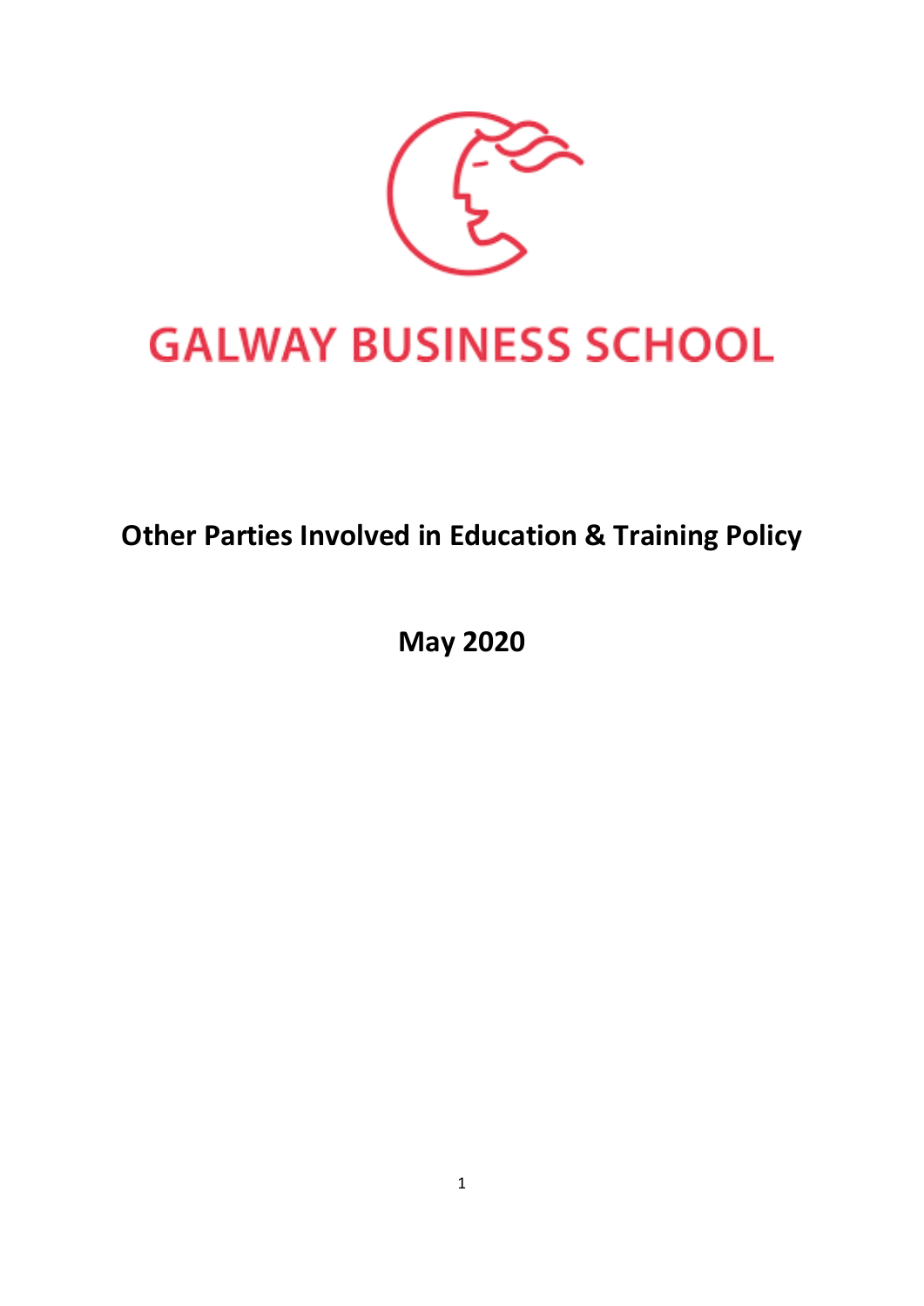GALWAY BUSINESS SCHOOL

# Other Parties Involved in Education & Training Policy

**May 2020**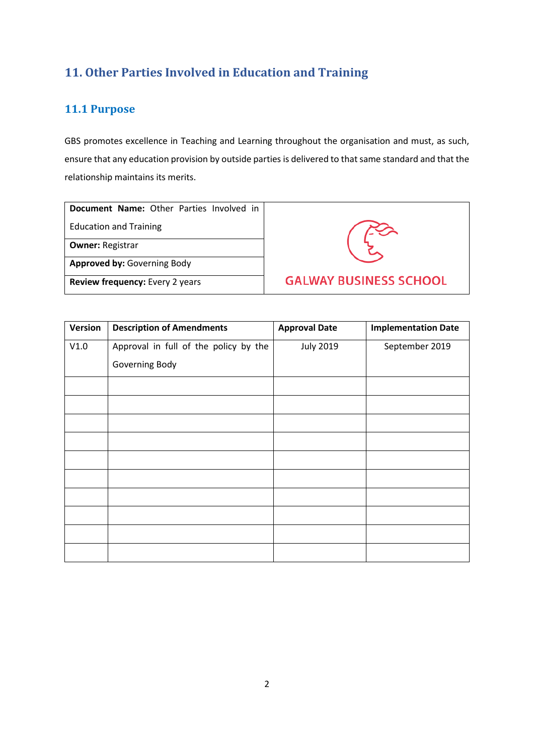## 11. Other Parties Involved in Education and Training

### 11.1 Purpose

GBS promotes excellence in Teaching and Learning throughout the organisation and must, as such, ensure that any education provision by outside parties is delivered to that same standard and that the relationship maintains its merits.

| **Document Name:** Other Parties Involved in Education and Training | GALWAY BUSINESS SCHOOL |
|---|---|
| **Owner:** Registrar | |
| **Approved by:** Governing Body | |
| **Review frequency:** Every 2 years | |

| Version | Description of Amendments | Approval Date | Implementation Date |
|---|---|---|---|
| V1.0 | Approval in full of the policy by the Governing Body | July 2019 | September 2019 |
| | | | |
| | | | |
| | | | |
| | | | |
| | | | |
| | | | |
| | | | |
| | | | |
| | | | |
| | | | |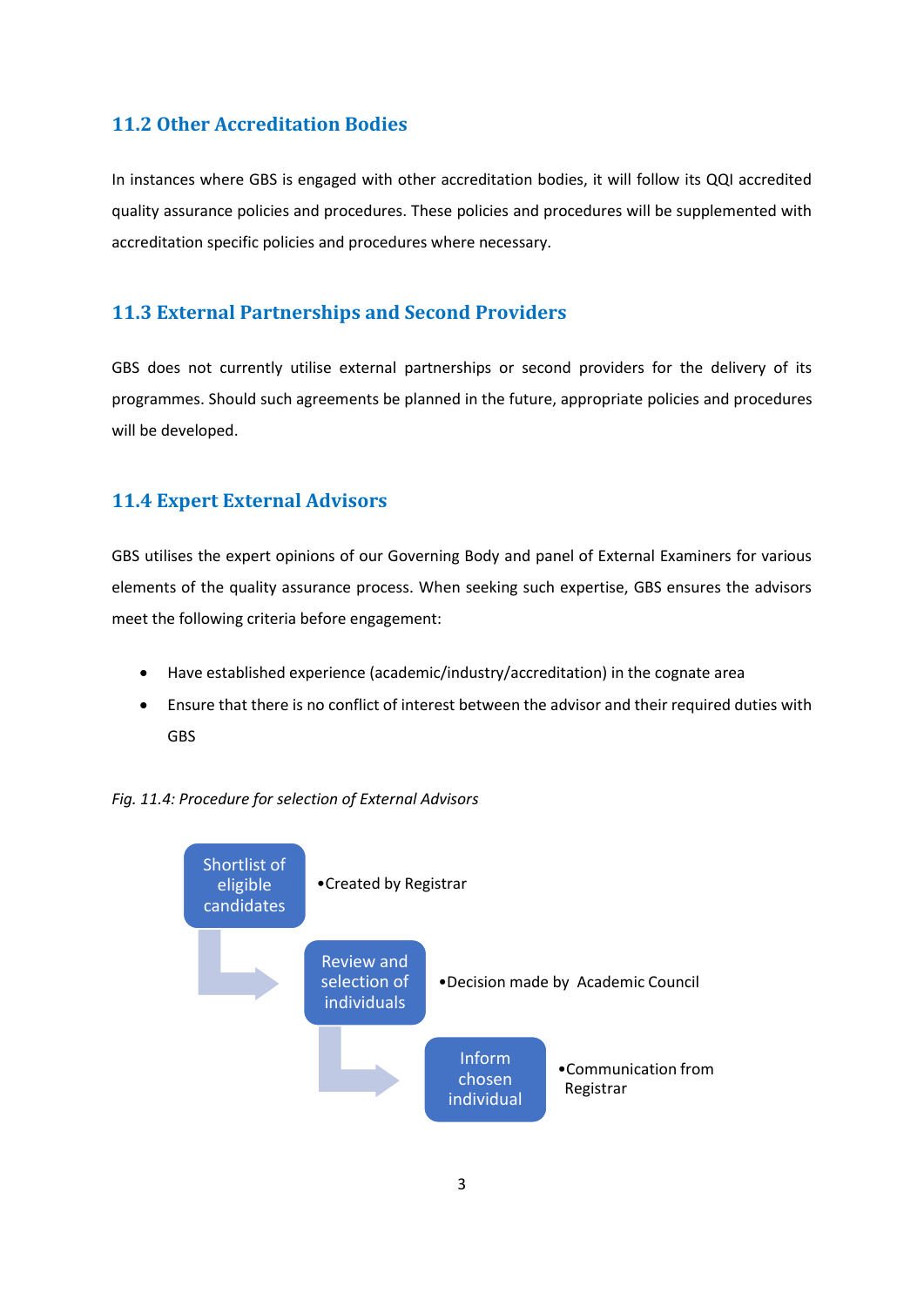## 11.2 Other Accreditation Bodies

In instances where GBS is engaged with other accreditation bodies, it will follow its QQI accredited quality assurance policies and procedures. These policies and procedures will be supplemented with accreditation specific policies and procedures where necessary.

## 11.3 External Partnerships and Second Providers

GBS does not currently utilise external partnerships or second providers for the delivery of its programmes. Should such agreements be planned in the future, appropriate policies and procedures will be developed.

## 11.4 Expert External Advisors

GBS utilises the expert opinions of our Governing Body and panel of External Examiners for various elements of the quality assurance process. When seeking such expertise, GBS ensures the advisors meet the following criteria before engagement:

- Have established experience (academic/industry/accreditation) in the cognate area
- Ensure that there is no conflict of interest between the advisor and their required duties with GBS

*Fig. 11.4: Procedure for selection of External Advisors*

Shortlist of eligible candidates
- Created by Registrar

Review and selection of individuals
- Decision made by Academic Council

Inform chosen individual
- Communication from Registrar